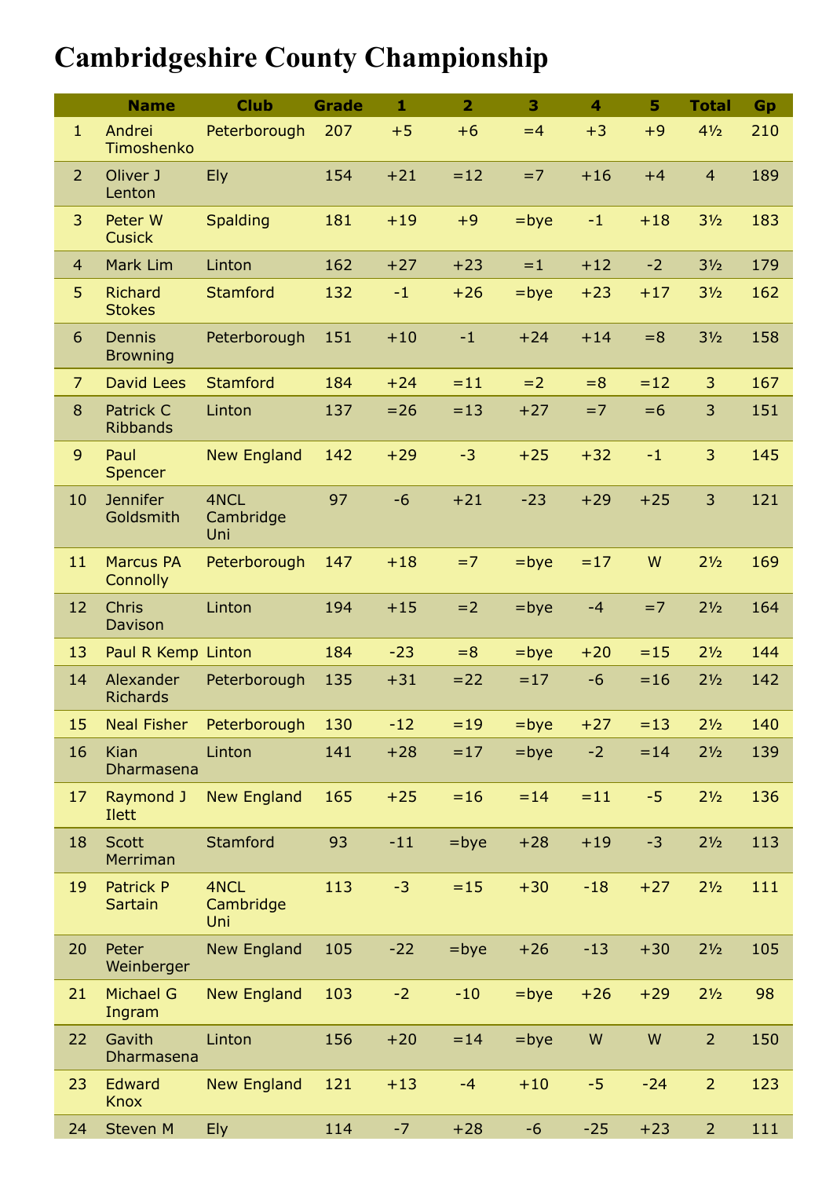# Cambridgeshire County Championship

| | Name | Club | Grade | 1 | 2 | 3 | 4 | 5 | Total | Gp |
|---|---|---|---|---|---|---|---|---|---|---|
| 1 | Andrei Timoshenko | Peterborough | 207 | +5 | +6 | =4 | +3 | +9 | 4½ | 210 |
| 2 | Oliver J Lenton | Ely | 154 | +21 | =12 | =7 | +16 | +4 | 4 | 189 |
| 3 | Peter W Cusick | Spalding | 181 | +19 | +9 | =bye | -1 | +18 | 3½ | 183 |
| 4 | Mark Lim | Linton | 162 | +27 | +23 | =1 | +12 | -2 | 3½ | 179 |
| 5 | Richard Stokes | Stamford | 132 | -1 | +26 | =bye | +23 | +17 | 3½ | 162 |
| 6 | Dennis Browning | Peterborough | 151 | +10 | -1 | +24 | +14 | =8 | 3½ | 158 |
| 7 | David Lees | Stamford | 184 | +24 | =11 | =2 | =8 | =12 | 3 | 167 |
| 8 | Patrick C Ribbands | Linton | 137 | =26 | =13 | +27 | =7 | =6 | 3 | 151 |
| 9 | Paul Spencer | New England | 142 | +29 | -3 | +25 | +32 | -1 | 3 | 145 |
| 10 | Jennifer Goldsmith | 4NCL Cambridge Uni | 97 | -6 | +21 | -23 | +29 | +25 | 3 | 121 |
| 11 | Marcus PA Connolly | Peterborough | 147 | +18 | =7 | =bye | =17 | W | 2½ | 169 |
| 12 | Chris Davison | Linton | 194 | +15 | =2 | =bye | -4 | =7 | 2½ | 164 |
| 13 | Paul R Kemp | Linton | 184 | -23 | =8 | =bye | +20 | =15 | 2½ | 144 |
| 14 | Alexander Richards | Peterborough | 135 | +31 | =22 | =17 | -6 | =16 | 2½ | 142 |
| 15 | Neal Fisher | Peterborough | 130 | -12 | =19 | =bye | +27 | =13 | 2½ | 140 |
| 16 | Kian Dharmasena | Linton | 141 | +28 | =17 | =bye | -2 | =14 | 2½ | 139 |
| 17 | Raymond J Ilett | New England | 165 | +25 | =16 | =14 | =11 | -5 | 2½ | 136 |
| 18 | Scott Merriman | Stamford | 93 | -11 | =bye | +28 | +19 | -3 | 2½ | 113 |
| 19 | Patrick P Sartain | 4NCL Cambridge Uni | 113 | -3 | =15 | +30 | -18 | +27 | 2½ | 111 |
| 20 | Peter Weinberger | New England | 105 | -22 | =bye | +26 | -13 | +30 | 2½ | 105 |
| 21 | Michael G Ingram | New England | 103 | -2 | -10 | =bye | +26 | +29 | 2½ | 98 |
| 22 | Gavith Dharmasena | Linton | 156 | +20 | =14 | =bye | W | W | 2 | 150 |
| 23 | Edward Knox | New England | 121 | +13 | -4 | +10 | -5 | -24 | 2 | 123 |
| 24 | Steven M | Ely | 114 | -7 | +28 | -6 | -25 | +23 | 2 | 111 |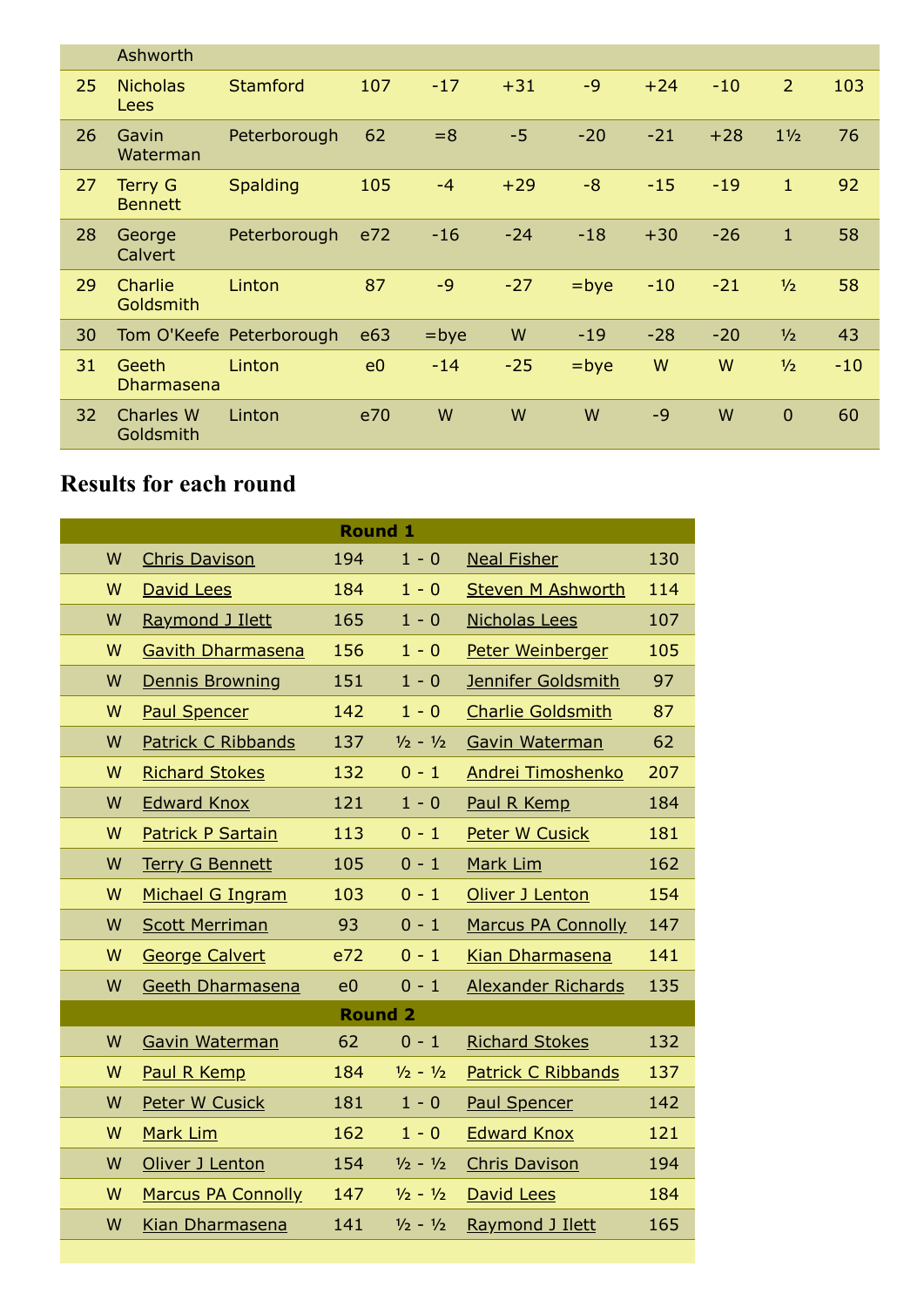| | | | | | | | | | | |
|---|---|---|---|---|---|---|---|---|---|---|
| | Ashworth | | | | | | | | | |
| 25 | Nicholas Lees | Stamford | 107 | -17 | +31 | -9 | +24 | -10 | 2 | 103 |
| 26 | Gavin Waterman | Peterborough | 62 | =8 | -5 | -20 | -21 | +28 | 1½ | 76 |
| 27 | Terry G Bennett | Spalding | 105 | -4 | +29 | -8 | -15 | -19 | 1 | 92 |
| 28 | George Calvert | Peterborough | e72 | -16 | -24 | -18 | +30 | -26 | 1 | 58 |
| 29 | Charlie Goldsmith | Linton | 87 | -9 | -27 | =bye | -10 | -21 | ½ | 58 |
| 30 | Tom O'Keefe | Peterborough | e63 | =bye | W | -19 | -28 | -20 | ½ | 43 |
| 31 | Geeth Dharmasena | Linton | e0 | -14 | -25 | =bye | W | W | ½ | -10 |
| 32 | Charles W Goldsmith | Linton | e70 | W | W | W | -9 | W | 0 | 60 |

## Results for each round

| | | | | | |
|---|---|---|---|---|---|
| **Round 1** | | | | | |
| W | Chris Davison | 194 | 1 - 0 | Neal Fisher | 130 |
| W | David Lees | 184 | 1 - 0 | Steven M Ashworth | 114 |
| W | Raymond J Ilett | 165 | 1 - 0 | Nicholas Lees | 107 |
| W | Gavith Dharmasena | 156 | 1 - 0 | Peter Weinberger | 105 |
| W | Dennis Browning | 151 | 1 - 0 | Jennifer Goldsmith | 97 |
| W | Paul Spencer | 142 | 1 - 0 | Charlie Goldsmith | 87 |
| W | Patrick C Ribbands | 137 | ½ - ½ | Gavin Waterman | 62 |
| W | Richard Stokes | 132 | 0 - 1 | Andrei Timoshenko | 207 |
| W | Edward Knox | 121 | 1 - 0 | Paul R Kemp | 184 |
| W | Patrick P Sartain | 113 | 0 - 1 | Peter W Cusick | 181 |
| W | Terry G Bennett | 105 | 0 - 1 | Mark Lim | 162 |
| W | Michael G Ingram | 103 | 0 - 1 | Oliver J Lenton | 154 |
| W | Scott Merriman | 93 | 0 - 1 | Marcus PA Connolly | 147 |
| W | George Calvert | e72 | 0 - 1 | Kian Dharmasena | 141 |
| W | Geeth Dharmasena | e0 | 0 - 1 | Alexander Richards | 135 |
| **Round 2** | | | | | |
| W | Gavin Waterman | 62 | 0 - 1 | Richard Stokes | 132 |
| W | Paul R Kemp | 184 | ½ - ½ | Patrick C Ribbands | 137 |
| W | Peter W Cusick | 181 | 1 - 0 | Paul Spencer | 142 |
| W | Mark Lim | 162 | 1 - 0 | Edward Knox | 121 |
| W | Oliver J Lenton | 154 | ½ - ½ | Chris Davison | 194 |
| W | Marcus PA Connolly | 147 | ½ - ½ | David Lees | 184 |
| W | Kian Dharmasena | 141 | ½ - ½ | Raymond J Ilett | 165 |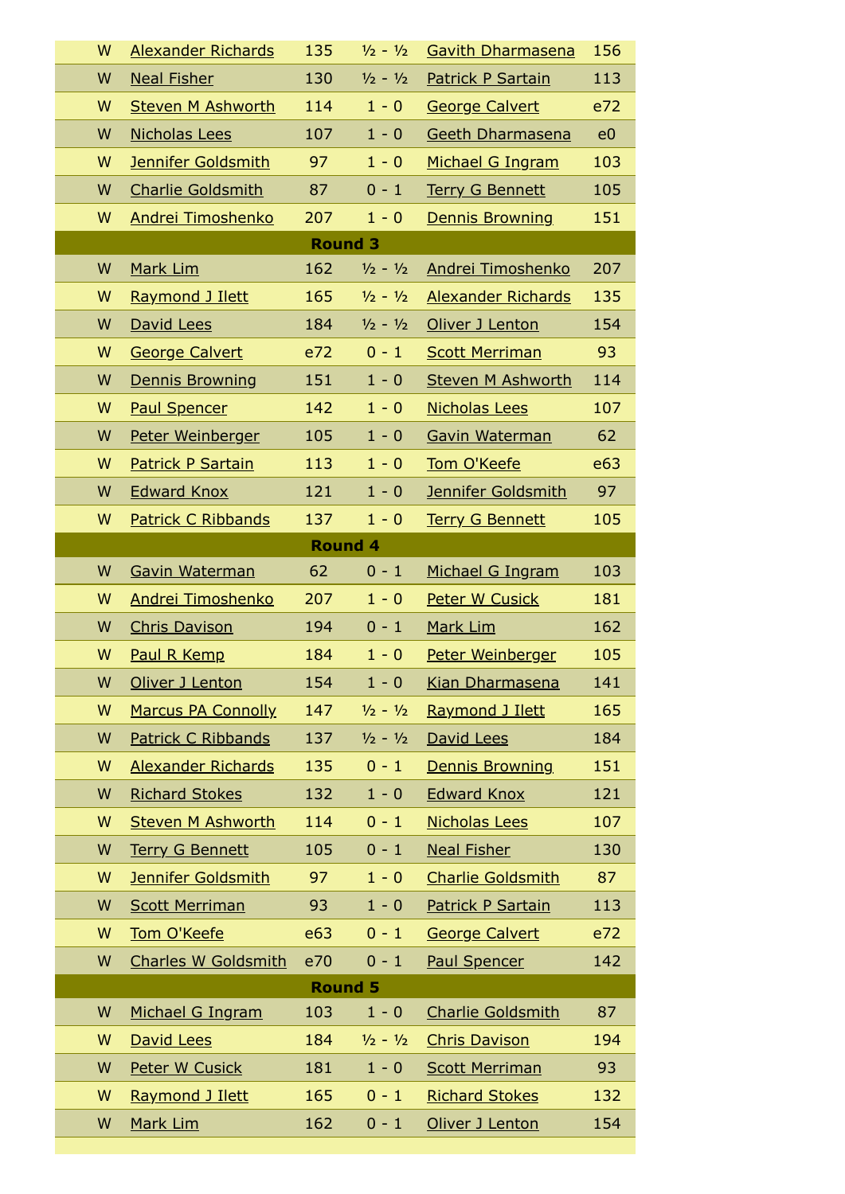| | | | | | |
|---|---|---|---|---|---|
| W | Alexander Richards | 135 | ½ - ½ | Gavith Dharmasena | 156 |
| W | Neal Fisher | 130 | ½ - ½ | Patrick P Sartain | 113 |
| W | Steven M Ashworth | 114 | 1 - 0 | George Calvert | e72 |
| W | Nicholas Lees | 107 | 1 - 0 | Geeth Dharmasena | e0 |
| W | Jennifer Goldsmith | 97 | 1 - 0 | Michael G Ingram | 103 |
| W | Charlie Goldsmith | 87 | 0 - 1 | Terry G Bennett | 105 |
| W | Andrei Timoshenko | 207 | 1 - 0 | Dennis Browning | 151 |
| | | | **Round 3** | | |
| W | Mark Lim | 162 | ½ - ½ | Andrei Timoshenko | 207 |
| W | Raymond J Ilett | 165 | ½ - ½ | Alexander Richards | 135 |
| W | David Lees | 184 | ½ - ½ | Oliver J Lenton | 154 |
| W | George Calvert | e72 | 0 - 1 | Scott Merriman | 93 |
| W | Dennis Browning | 151 | 1 - 0 | Steven M Ashworth | 114 |
| W | Paul Spencer | 142 | 1 - 0 | Nicholas Lees | 107 |
| W | Peter Weinberger | 105 | 1 - 0 | Gavin Waterman | 62 |
| W | Patrick P Sartain | 113 | 1 - 0 | Tom O'Keefe | e63 |
| W | Edward Knox | 121 | 1 - 0 | Jennifer Goldsmith | 97 |
| W | Patrick C Ribbands | 137 | 1 - 0 | Terry G Bennett | 105 |
| | | | **Round 4** | | |
| W | Gavin Waterman | 62 | 0 - 1 | Michael G Ingram | 103 |
| W | Andrei Timoshenko | 207 | 1 - 0 | Peter W Cusick | 181 |
| W | Chris Davison | 194 | 0 - 1 | Mark Lim | 162 |
| W | Paul R Kemp | 184 | 1 - 0 | Peter Weinberger | 105 |
| W | Oliver J Lenton | 154 | 1 - 0 | Kian Dharmasena | 141 |
| W | Marcus PA Connolly | 147 | ½ - ½ | Raymond J Ilett | 165 |
| W | Patrick C Ribbands | 137 | ½ - ½ | David Lees | 184 |
| W | Alexander Richards | 135 | 0 - 1 | Dennis Browning | 151 |
| W | Richard Stokes | 132 | 1 - 0 | Edward Knox | 121 |
| W | Steven M Ashworth | 114 | 0 - 1 | Nicholas Lees | 107 |
| W | Terry G Bennett | 105 | 0 - 1 | Neal Fisher | 130 |
| W | Jennifer Goldsmith | 97 | 1 - 0 | Charlie Goldsmith | 87 |
| W | Scott Merriman | 93 | 1 - 0 | Patrick P Sartain | 113 |
| W | Tom O'Keefe | e63 | 0 - 1 | George Calvert | e72 |
| W | Charles W Goldsmith | e70 | 0 - 1 | Paul Spencer | 142 |
| | | | **Round 5** | | |
| W | Michael G Ingram | 103 | 1 - 0 | Charlie Goldsmith | 87 |
| W | David Lees | 184 | ½ - ½ | Chris Davison | 194 |
| W | Peter W Cusick | 181 | 1 - 0 | Scott Merriman | 93 |
| W | Raymond J Ilett | 165 | 0 - 1 | Richard Stokes | 132 |
| W | Mark Lim | 162 | 0 - 1 | Oliver J Lenton | 154 |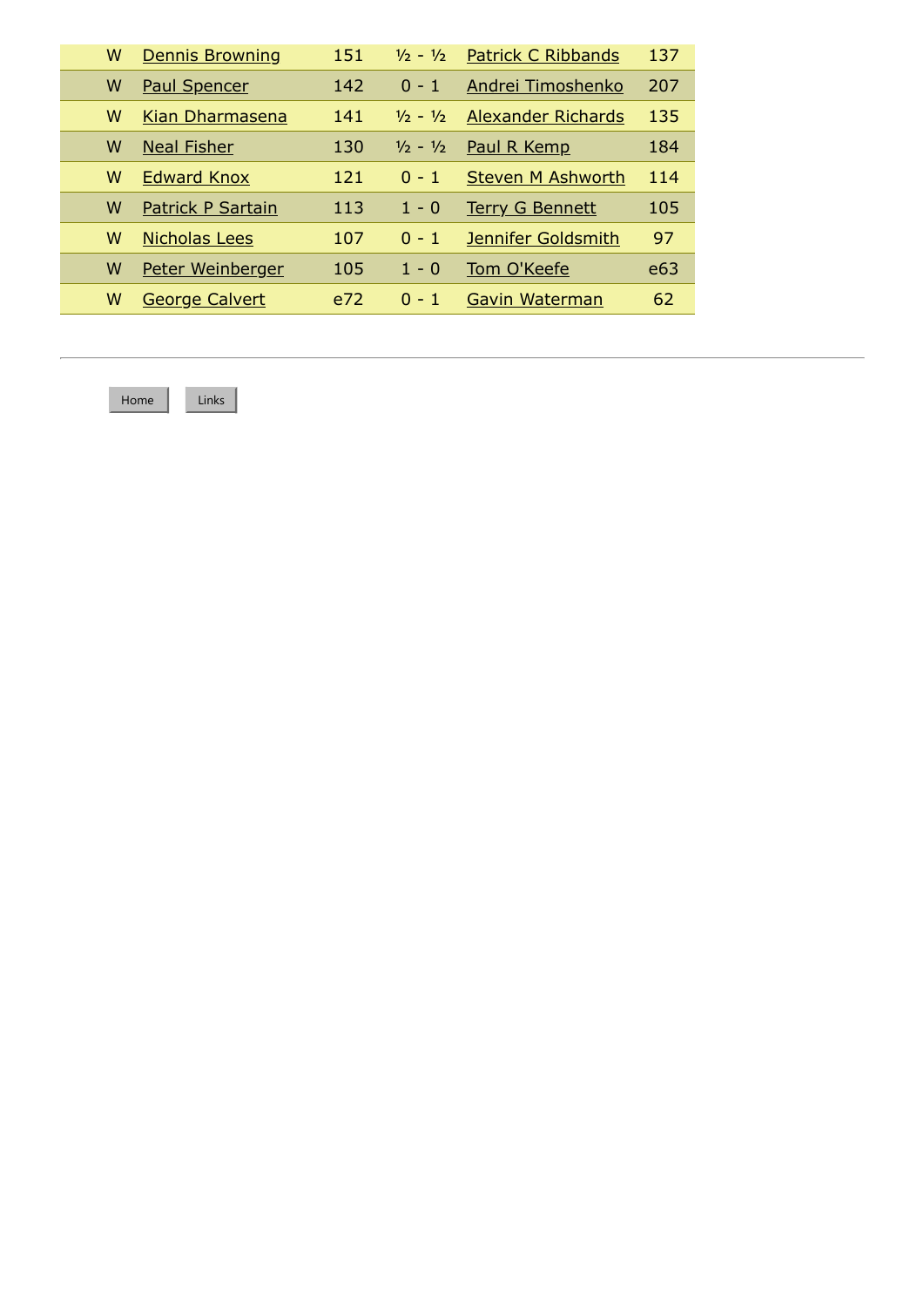| | | | | | |
|---|---|---|---|---|---|
| W | Dennis Browning | 151 | ½ - ½ | Patrick C Ribbands | 137 |
| W | Paul Spencer | 142 | 0 - 1 | Andrei Timoshenko | 207 |
| W | Kian Dharmasena | 141 | ½ - ½ | Alexander Richards | 135 |
| W | Neal Fisher | 130 | ½ - ½ | Paul R Kemp | 184 |
| W | Edward Knox | 121 | 0 - 1 | Steven M Ashworth | 114 |
| W | Patrick P Sartain | 113 | 1 - 0 | Terry G Bennett | 105 |
| W | Nicholas Lees | 107 | 0 - 1 | Jennifer Goldsmith | 97 |
| W | Peter Weinberger | 105 | 1 - 0 | Tom O'Keefe | e63 |
| W | George Calvert | e72 | 0 - 1 | Gavin Waterman | 62 |

---

Home Links